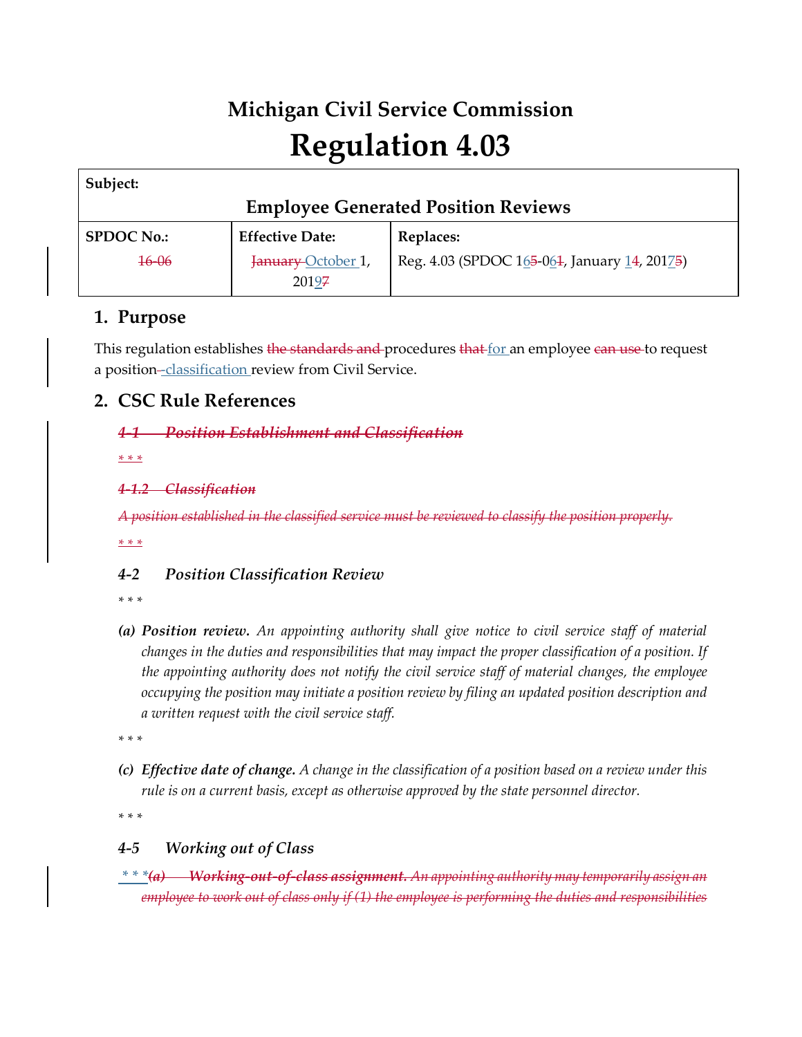# Michigan Civil Service Commission

# Regulation 4.03

| Subject: | | |
|---|---|---|
| **Employee Generated Position Reviews** | | |
| **SPDOC No.:** | **Effective Date:** | **Replaces:** |
| ~~16-06~~ | ~~January~~ October 1, 201~~7~~9 | Reg. 4.03 (SPDOC 1~~5~~6-0~~1~~6, January ~~4~~1, 201~~5~~7) |

## 1. Purpose

This regulation establishes ~~the standards and~~ procedures ~~that~~ for an employee ~~can use~~ to request a position~~-~~ classification review from Civil Service.

## 2. CSC Rule References

~~***4-1 Position Establishment and Classification***~~

~~* * *~~

~~***4-1.2 Classification***~~

~~*A position established in the classified service must be reviewed to classify the position properly.*~~

~~* * *~~

***4-2 Position Classification Review***

*\* \* \**

***(a) Position review.*** *An appointing authority shall give notice to civil service staff of material changes in the duties and responsibilities that may impact the proper classification of a position. If the appointing authority does not notify the civil service staff of material changes, the employee occupying the position may initiate a position review by filing an updated position description and a written request with the civil service staff.*

*\* \* \**

***(c) Effective date of change.*** *A change in the classification of a position based on a review under this rule is on a current basis, except as otherwise approved by the state personnel director.*

*\* \* \**

***4-5 Working out of Class***

\* \* \* ~~***(a) Working-out-of-class assignment.*** *An appointing authority may temporarily assign an employee to work out of class only if (1) the employee is performing the duties and responsibilities*~~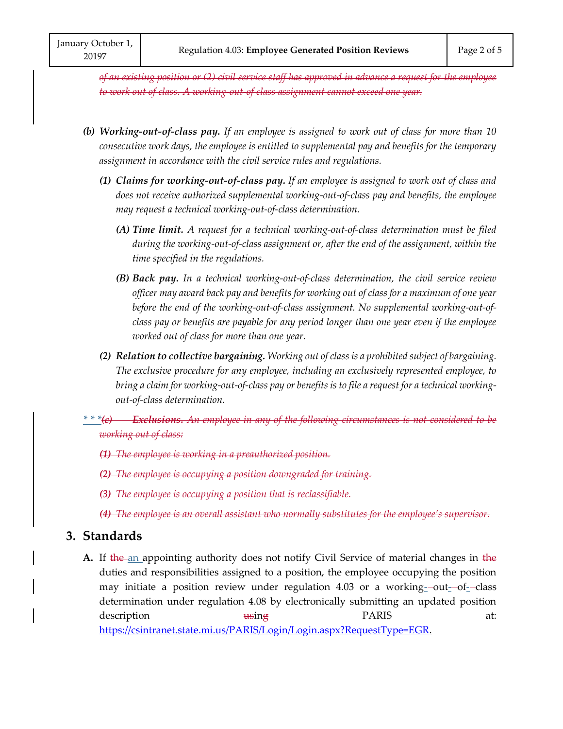~~*of an existing position or (2) civil service staff has approved in advance a request for the employee to work out of class. A working-out-of class assignment cannot exceed one year.*~~

***(b) Working-out-of-class pay.*** *If an employee is assigned to work out of class for more than 10 consecutive work days, the employee is entitled to supplemental pay and benefits for the temporary assignment in accordance with the civil service rules and regulations.*

***(1) Claims for working-out-of-class pay.*** *If an employee is assigned to work out of class and does not receive authorized supplemental working-out-of-class pay and benefits, the employee may request a technical working-out-of-class determination.*

***(A) Time limit.*** *A request for a technical working-out-of-class determination must be filed during the working-out-of-class assignment or, after the end of the assignment, within the time specified in the regulations.*

***(B) Back pay.*** *In a technical working-out-of-class determination, the civil service review officer may award back pay and benefits for working out of class for a maximum of one year before the end of the working-out-of-class assignment. No supplemental working-out-of-class pay or benefits are payable for any period longer than one year even if the employee worked out of class for more than one year.*

***(2) Relation to collective bargaining.*** *Working out of class is a prohibited subject of bargaining. The exclusive procedure for any employee, including an exclusively represented employee, to bring a claim for working-out-of-class pay or benefits is to file a request for a technical working-out-of-class determination.*

*\* \* \** ~~***(c) Exclusions.*** *An employee in any of the following circumstances is not considered to be working out of class:*~~

~~***(1)*** *The employee is working in a preauthorized position.*~~

~~***(2)*** *The employee is occupying a position downgraded for training.*~~

~~***(3)*** *The employee is occupying a position that is reclassifiable.*~~

~~***(4)*** *The employee is an overall assistant who normally substitutes for the employee's supervisor.*~~

## 3. Standards

**A.** If ~~the~~ an appointing authority does not notify Civil Service of material changes in ~~the~~ duties and responsibilities assigned to a position, the employee occupying the position may initiate a position review under regulation 4.03 or a working-out-of-class determination under regulation 4.08 by electronically submitting an updated position description ~~us~~ing PARIS at: https://csintranet.state.mi.us/PARIS/Login/Login.aspx?RequestType=EGR.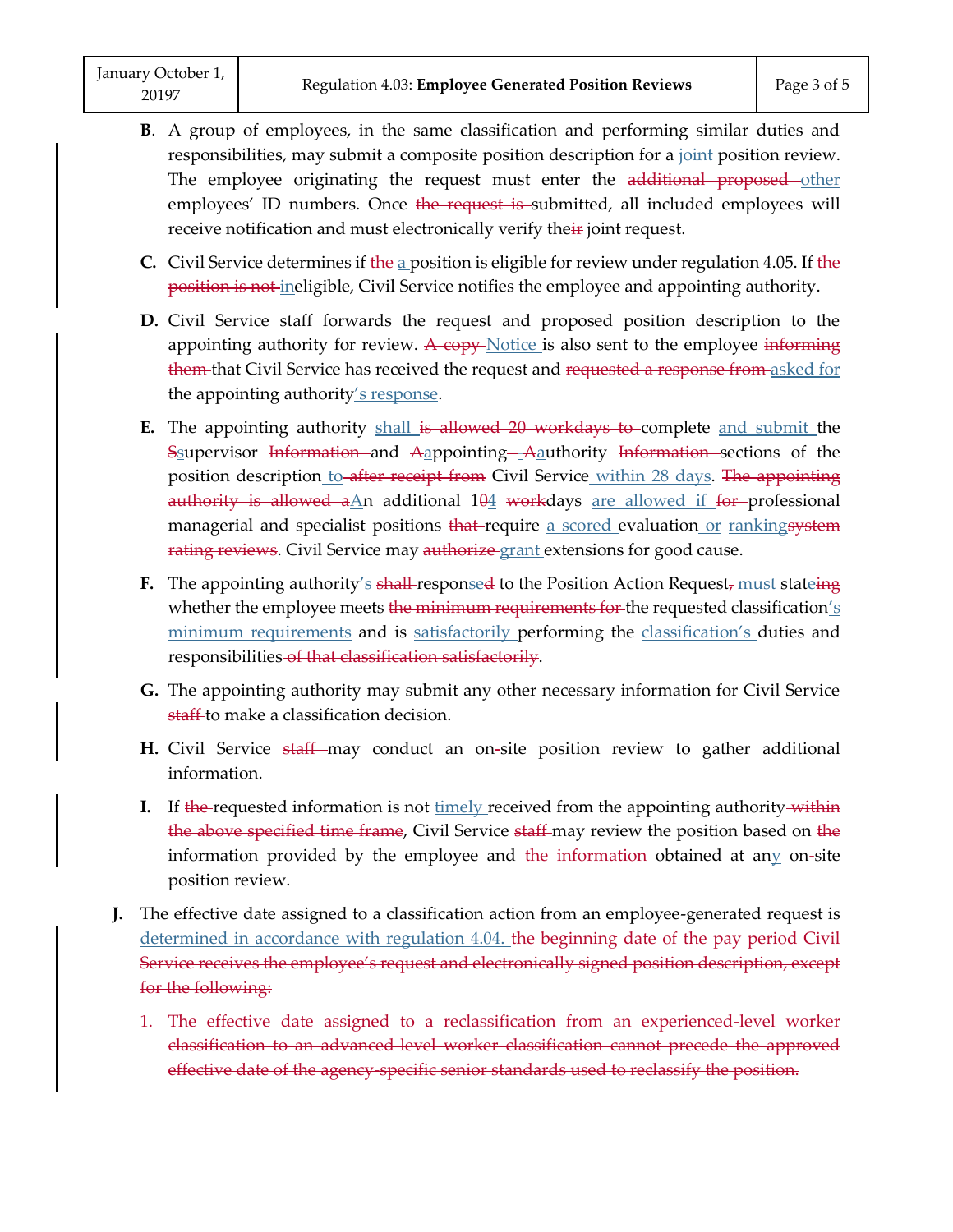**B**. A group of employees, in the same classification and performing similar duties and responsibilities, may submit a composite position description for a joint position review. The employee originating the request must enter the ~~additional proposed~~ other employees' ID numbers. Once ~~the request is~~ submitted, all included employees will receive notification and must electronically verify the~~ir~~ joint request.

**C.** Civil Service determines if ~~the~~ a position is eligible for review under regulation 4.05. If ~~the position is not~~ ineligible, Civil Service notifies the employee and appointing authority.

**D.** Civil Service staff forwards the request and proposed position description to the appointing authority for review. ~~A copy~~ Notice is also sent to the employee ~~informing them~~ that Civil Service has received the request and ~~requested a response from~~ asked for the appointing authority's response.

**E.** The appointing authority shall ~~is allowed 20 workdays to~~ complete and submit the ~~S~~supervisor ~~Information~~ and ~~A~~appointing ~~-~~~~A~~authority ~~Information~~ sections of the position description to ~~after receipt from~~ Civil Service within 28 days. ~~The appointing authority is allowed a~~ An additional 1~~0~~4 ~~work~~days are allowed if ~~for~~ professional managerial and specialist positions ~~that~~ require a scored evaluation or ranking~~system rating reviews~~. Civil Service may ~~authorize~~ grant extensions for good cause.

**F.** The appointing authority's ~~shall~~ respon~~d~~se to the Position Action Request~~,~~ must stat~~ing~~e whether the employee meets ~~the minimum requirements for~~ the requested classification's minimum requirements and is satisfactorily performing the classification's duties and responsibilities ~~of that classification satisfactorily~~.

**G.** The appointing authority may submit any other necessary information for Civil Service ~~staff~~ to make a classification decision.

**H.** Civil Service ~~staff~~ may conduct an on-site position review to gather additional information.

**I.** If ~~the~~ requested information is not timely received from the appointing authority ~~within the above specified time frame~~, Civil Service ~~staff~~ may review the position based on ~~the~~ information provided by the employee and ~~the information~~ obtained at any on-site position review.

**J.** The effective date assigned to a classification action from an employee-generated request is determined in accordance with regulation 4.04. ~~the beginning date of the pay period Civil Service receives the employee's request and electronically signed position description, except for the following:~~

~~1. The effective date assigned to a reclassification from an experienced-level worker classification to an advanced-level worker classification cannot precede the approved effective date of the agency-specific senior standards used to reclassify the position.~~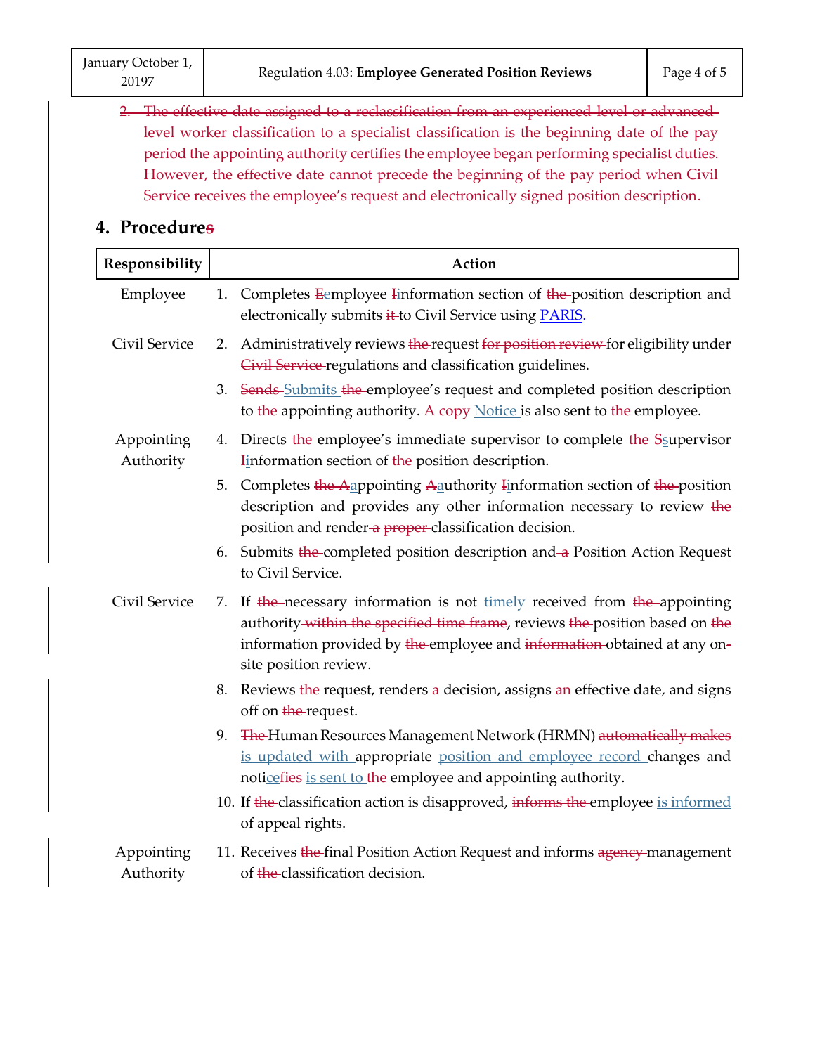~~2. The effective date assigned to a reclassification from an experienced-level or advanced-level worker classification to a specialist classification is the beginning date of the pay period the appointing authority certifies the employee began performing specialist duties. However, the effective date cannot precede the beginning of the pay period when Civil Service receives the employee's request and electronically signed position description.~~

## 4. Procedure~~s~~

| Responsibility | Action |
|---|---|
| Employee | 1. Completes ~~E~~employee ~~I~~information section of ~~the~~ position description and electronically submits ~~it~~ to Civil Service using PARIS. |
| Civil Service | 2. Administratively reviews ~~the~~ request ~~for position review~~ for eligibility under ~~Civil Service~~ regulations and classification guidelines. |
| | 3. ~~Sends~~ Submits ~~the~~ employee's request and completed position description to ~~the~~ appointing authority. ~~A copy~~ Notice is also sent to ~~the~~ employee. |
| Appointing Authority | 4. Directs ~~the~~ employee's immediate supervisor to complete ~~the S~~supervisor ~~I~~information section of ~~the~~ position description. |
| | 5. Completes ~~the A~~appointing ~~A~~authority ~~I~~information section of ~~the~~ position description and provides any other information necessary to review ~~the~~ position and render ~~a proper~~ classification decision. |
| | 6. Submits ~~the~~ completed position description and ~~a~~ Position Action Request to Civil Service. |
| Civil Service | 7. If ~~the~~ necessary information is not timely received from ~~the~~ appointing authority ~~within the specified time frame~~, reviews ~~the~~ position based on ~~the~~ information provided by ~~the~~ employee and ~~information~~ obtained at any on-site position review. |
| | 8. Reviews ~~the~~ request, renders ~~a~~ decision, assigns ~~an~~ effective date, and signs off on ~~the~~ request. |
| | 9. ~~The~~ Human Resources Management Network (HRMN) ~~automatically makes~~ is updated with appropriate position and employee record changes and noti~~fies~~ce is sent to ~~the~~ employee and appointing authority. |
| | 10. If ~~the~~ classification action is disapproved, ~~informs the~~ employee is informed of appeal rights. |
| Appointing Authority | 11. Receives ~~the~~ final Position Action Request and informs ~~agency~~ management of ~~the~~ classification decision. |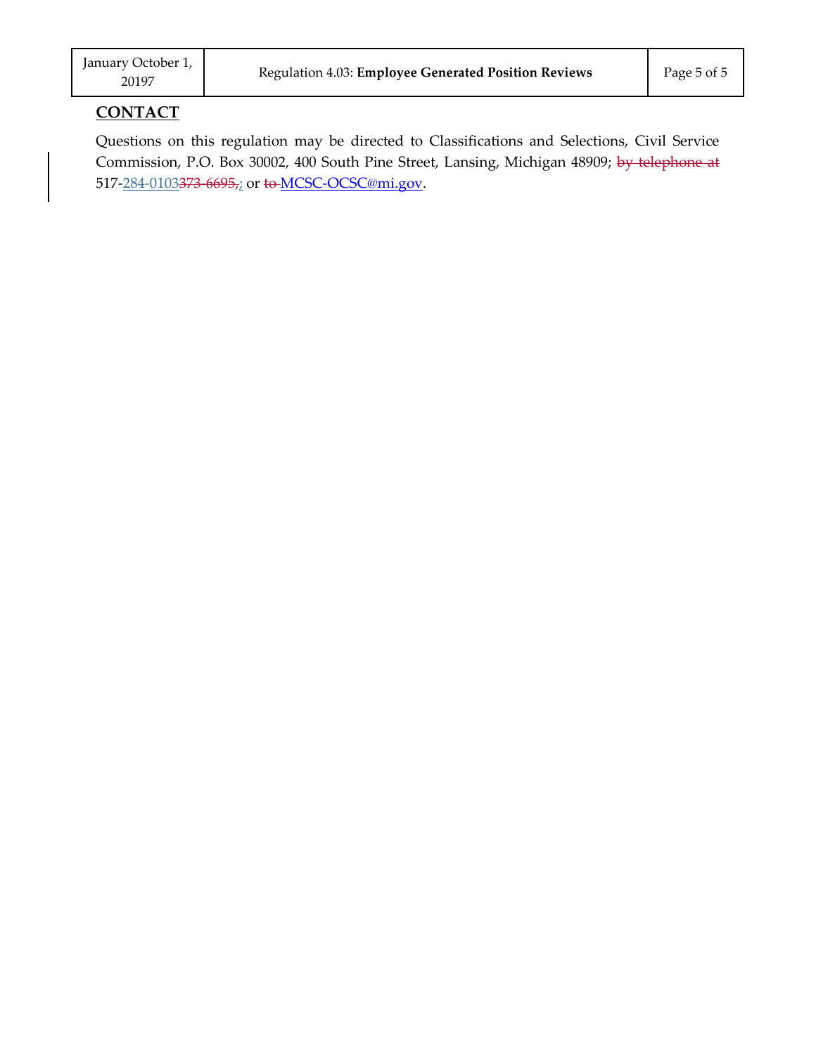## CONTACT

Questions on this regulation may be directed to Classifications and Selections, Civil Service Commission, P.O. Box 30002, 400 South Pine Street, Lansing, Michigan 48909; ~~by telephone at~~ 517-284-0103~~373-6695,~~; or ~~to~~ MCSC-OCSC@mi.gov.